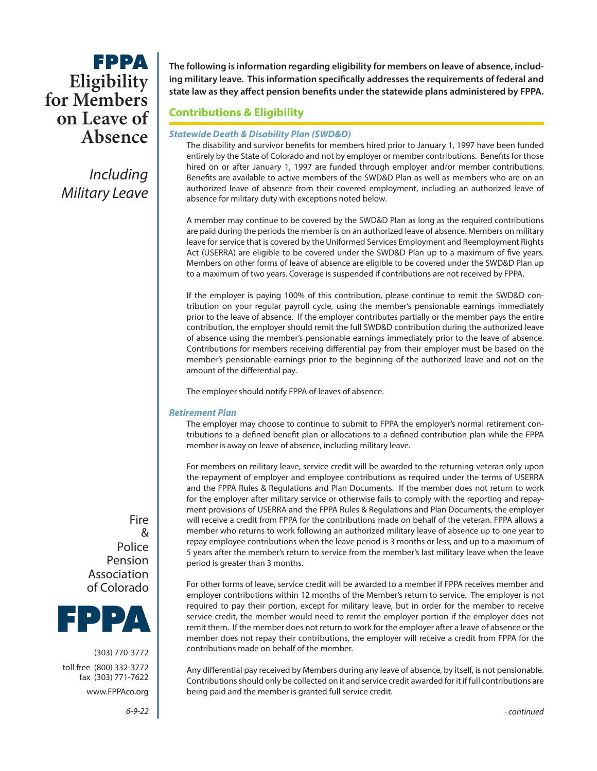# FPPA Eligibility for Members on Leave of Absence

*Including Military Leave*

**The following is information regarding eligibility for members on leave of absence, including military leave. This information specifically addresses the requirements of federal and state law as they affect pension benefits under the statewide plans administered by FPPA.**

## Contributions & Eligibility

### *Statewide Death & Disability Plan (SWD&D)*

The disability and survivor benefits for members hired prior to January 1, 1997 have been funded entirely by the State of Colorado and not by employer or member contributions. Benefits for those hired on or after January 1, 1997 are funded through employer and/or member contributions. Benefits are available to active members of the SWD&D Plan as well as members who are on an authorized leave of absence from their covered employment, including an authorized leave of absence for military duty with exceptions noted below.

A member may continue to be covered by the SWD&D Plan as long as the required contributions are paid during the periods the member is on an authorized leave of absence. Members on military leave for service that is covered by the Uniformed Services Employment and Reemployment Rights Act (USERRA) are eligible to be covered under the SWD&D Plan up to a maximum of five years. Members on other forms of leave of absence are eligible to be covered under the SWD&D Plan up to a maximum of two years. Coverage is suspended if contributions are not received by FPPA.

If the employer is paying 100% of this contribution, please continue to remit the SWD&D contribution on your regular payroll cycle, using the member's pensionable earnings immediately prior to the leave of absence. If the employer contributes partially or the member pays the entire contribution, the employer should remit the full SWD&D contribution during the authorized leave of absence using the member's pensionable earnings immediately prior to the leave of absence. Contributions for members receiving differential pay from their employer must be based on the member's pensionable earnings prior to the beginning of the authorized leave and not on the amount of the differential pay.

The employer should notify FPPA of leaves of absence.

### *Retirement Plan*

The employer may choose to continue to submit to FPPA the employer's normal retirement contributions to a defined benefit plan or allocations to a defined contribution plan while the FPPA member is away on leave of absence, including military leave.

For members on military leave, service credit will be awarded to the returning veteran only upon the repayment of employer and employee contributions as required under the terms of USERRA and the FPPA Rules & Regulations and Plan Documents. If the member does not return to work for the employer after military service or otherwise fails to comply with the reporting and repayment provisions of USERRA and the FPPA Rules & Regulations and Plan Documents, the employer will receive a credit from FPPA for the contributions made on behalf of the veteran. FPPA allows a member who returns to work following an authorized military leave of absence up to one year to repay employee contributions when the leave period is 3 months or less, and up to a maximum of 5 years after the member's return to service from the member's last military leave when the leave period is greater than 3 months.

For other forms of leave, service credit will be awarded to a member if FPPA receives member and employer contributions within 12 months of the Member's return to service. The employer is not required to pay their portion, except for military leave, but in order for the member to receive service credit, the member would need to remit the employer portion if the employer does not remit them. If the member does not return to work for the employer after a leave of absence or the member does not repay their contributions, the employer will receive a credit from FPPA for the contributions made on behalf of the member.

Any differential pay received by Members during any leave of absence, by itself, is not pensionable. Contributions should only be collected on it and service credit awarded for it if full contributions are being paid and the member is granted full service credit.

*- continued*

Fire & Police Pension Association of Colorado

FPPA

(303) 770-3772
toll free (800) 332-3772
fax (303) 771-7622
www.FPPAco.org

*6-9-22*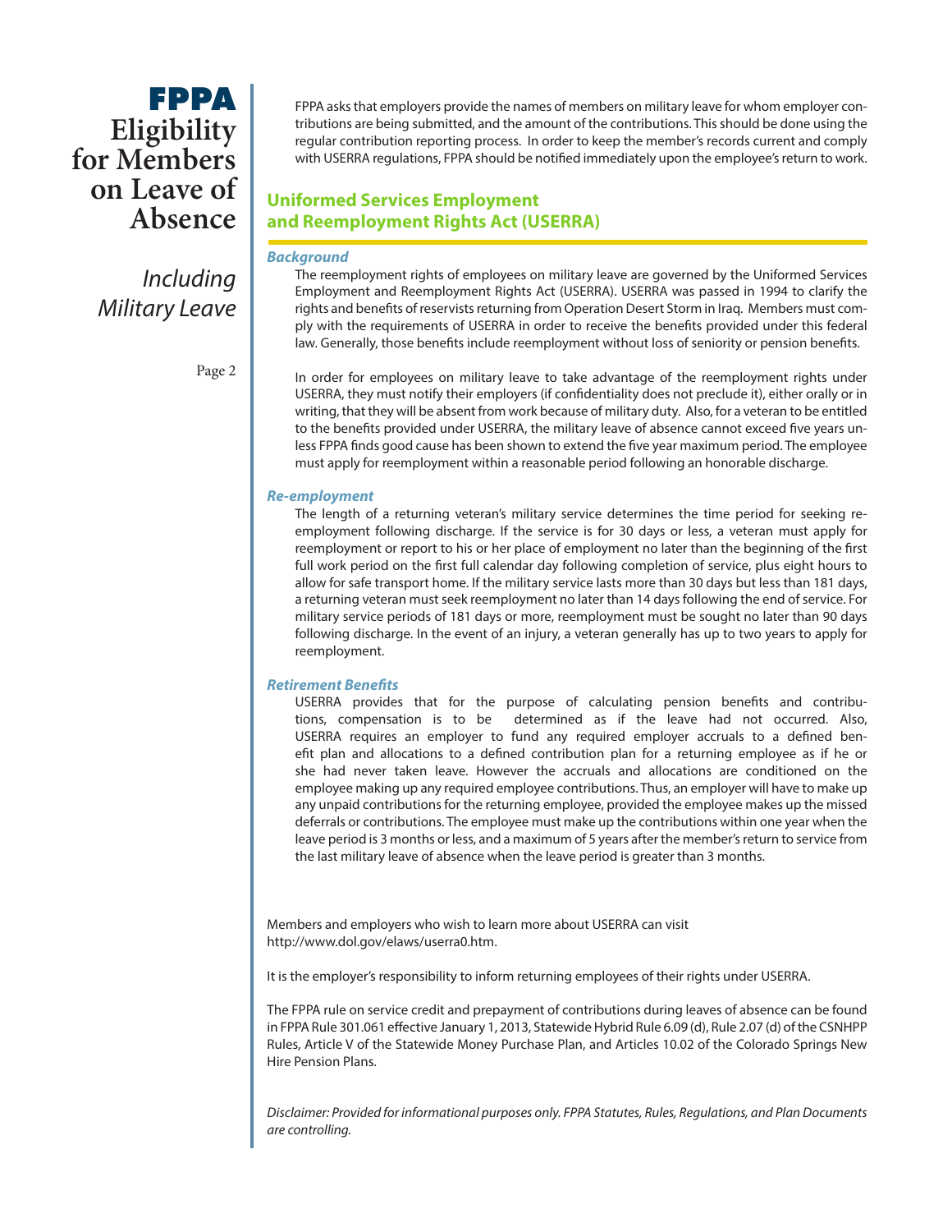# FPPA Eligibility for Members on Leave of Absence

*Including Military Leave*

FPPA asks that employers provide the names of members on military leave for whom employer contributions are being submitted, and the amount of the contributions. This should be done using the regular contribution reporting process. In order to keep the member's records current and comply with USERRA regulations, FPPA should be notified immediately upon the employee's return to work.

## Uniformed Services Employment and Reemployment Rights Act (USERRA)

### *Background*

The reemployment rights of employees on military leave are governed by the Uniformed Services Employment and Reemployment Rights Act (USERRA). USERRA was passed in 1994 to clarify the rights and benefits of reservists returning from Operation Desert Storm in Iraq. Members must comply with the requirements of USERRA in order to receive the benefits provided under this federal law. Generally, those benefits include reemployment without loss of seniority or pension benefits.

In order for employees on military leave to take advantage of the reemployment rights under USERRA, they must notify their employers (if confidentiality does not preclude it), either orally or in writing, that they will be absent from work because of military duty. Also, for a veteran to be entitled to the benefits provided under USERRA, the military leave of absence cannot exceed five years unless FPPA finds good cause has been shown to extend the five year maximum period. The employee must apply for reemployment within a reasonable period following an honorable discharge.

### *Re-employment*

The length of a returning veteran's military service determines the time period for seeking reemployment following discharge. If the service is for 30 days or less, a veteran must apply for reemployment or report to his or her place of employment no later than the beginning of the first full work period on the first full calendar day following completion of service, plus eight hours to allow for safe transport home. If the military service lasts more than 30 days but less than 181 days, a returning veteran must seek reemployment no later than 14 days following the end of service. For military service periods of 181 days or more, reemployment must be sought no later than 90 days following discharge. In the event of an injury, a veteran generally has up to two years to apply for reemployment.

### *Retirement Benefits*

USERRA provides that for the purpose of calculating pension benefits and contributions, compensation is to be determined as if the leave had not occurred. Also, USERRA requires an employer to fund any required employer accruals to a defined benefit plan and allocations to a defined contribution plan for a returning employee as if he or she had never taken leave. However the accruals and allocations are conditioned on the employee making up any required employee contributions. Thus, an employer will have to make up any unpaid contributions for the returning employee, provided the employee makes up the missed deferrals or contributions. The employee must make up the contributions within one year when the leave period is 3 months or less, and a maximum of 5 years after the member's return to service from the last military leave of absence when the leave period is greater than 3 months.

Members and employers who wish to learn more about USERRA can visit http://www.dol.gov/elaws/userra0.htm.

It is the employer's responsibility to inform returning employees of their rights under USERRA.

The FPPA rule on service credit and prepayment of contributions during leaves of absence can be found in FPPA Rule 301.061 effective January 1, 2013, Statewide Hybrid Rule 6.09 (d), Rule 2.07 (d) of the CSNHPP Rules, Article V of the Statewide Money Purchase Plan, and Articles 10.02 of the Colorado Springs New Hire Pension Plans.

*Disclaimer: Provided for informational purposes only. FPPA Statutes, Rules, Regulations, and Plan Documents are controlling.*